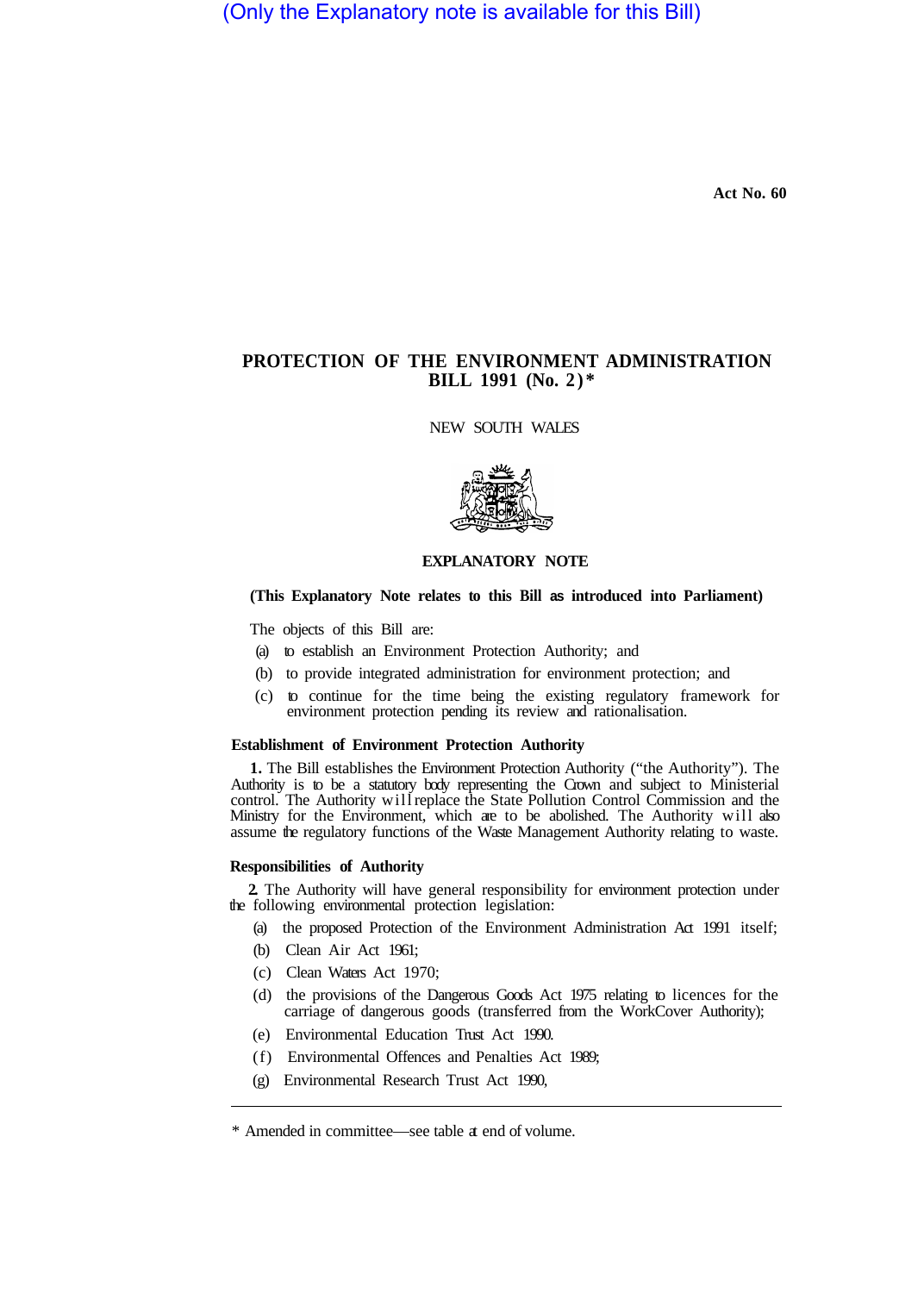(Only the Explanatory note is available for this Bill)

Act No. 60

# PROTECTION OF THE ENVIRONMENT ADMINISTRATION BILL 1991 (No. 2)*

NEW SOUTH WALES

## EXPLANATORY NOTE

**(This Explanatory Note relates to this Bill as introduced into Parliament)**

The objects of this Bill are:

(a) to establish an Environment Protection Authority; and

(b) to provide integrated administration for environment protection; and

(c) to continue for the time being the existing regulatory framework for environment protection pending its review and rationalisation.

### Establishment of Environment Protection Authority

**1.** The Bill establishes the Environment Protection Authority ("the Authority"). The Authority is to be a statutory body representing the Crown and subject to Ministerial control. The Authority will replace the State Pollution Control Commission and the Ministry for the Environment, which are to be abolished. The Authority will also assume the regulatory functions of the Waste Management Authority relating to waste.

### Responsibilities of Authority

**2.** The Authority will have general responsibility for environment protection under the following environmental protection legislation:

(a) the proposed Protection of the Environment Administration Act 1991 itself;

(b) Clean Air Act 1961;

(c) Clean Waters Act 1970;

(d) the provisions of the Dangerous Goods Act 1975 relating to licences for the carriage of dangerous goods (transferred from the WorkCover Authority);

(e) Environmental Education Trust Act 1990.

(f) Environmental Offences and Penalties Act 1989;

(g) Environmental Research Trust Act 1990,

---

\* Amended in committee—see table at end of volume.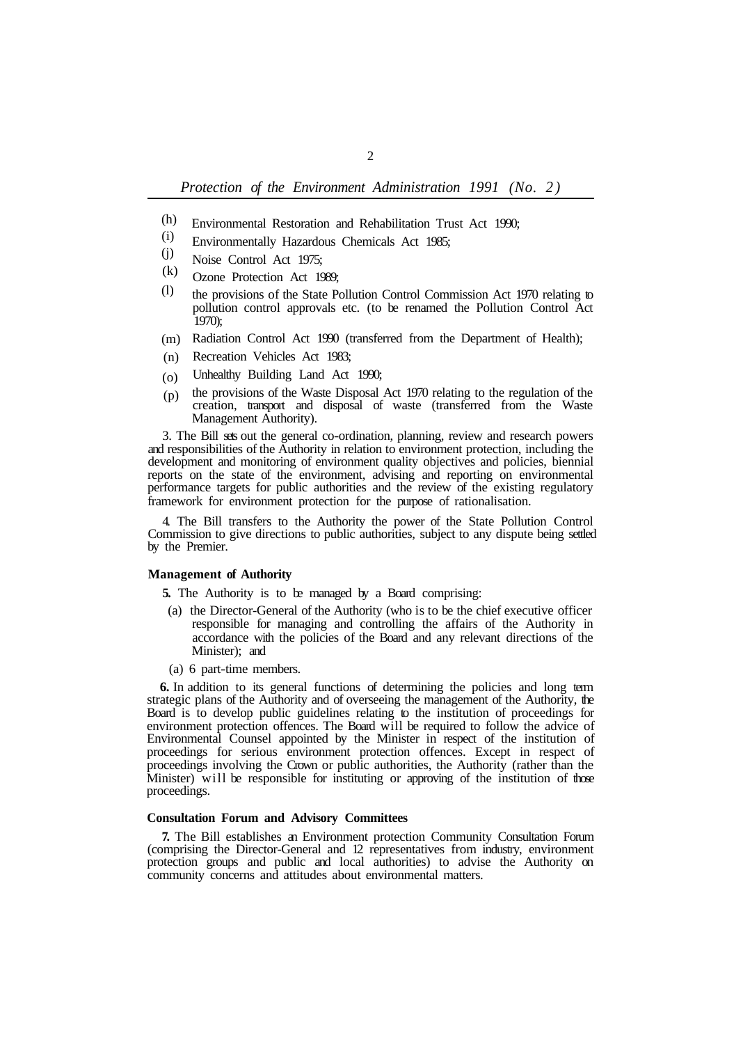(h) Environmental Restoration and Rehabilitation Trust Act 1990;
(i) Environmentally Hazardous Chemicals Act 1985;
(j) Noise Control Act 1975;
(k) Ozone Protection Act 1989;
(l) the provisions of the State Pollution Control Commission Act 1970 relating to pollution control approvals etc. (to be renamed the Pollution Control Act 1970);
(m) Radiation Control Act 1990 (transferred from the Department of Health);
(n) Recreation Vehicles Act 1983;
(o) Unhealthy Building Land Act 1990;
(p) the provisions of the Waste Disposal Act 1970 relating to the regulation of the creation, transport and disposal of waste (transferred from the Waste Management Authority).

3. The Bill sets out the general co-ordination, planning, review and research powers and responsibilities of the Authority in relation to environment protection, including the development and monitoring of environment quality objectives and policies, biennial reports on the state of the environment, advising and reporting on environmental performance targets for public authorities and the review of the existing regulatory framework for environment protection for the purpose of rationalisation.

4. The Bill transfers to the Authority the power of the State Pollution Control Commission to give directions to public authorities, subject to any dispute being settled by the Premier.

**Management of Authority**

**5.** The Authority is to be managed by a Board comprising:

(a) the Director-General of the Authority (who is to be the chief executive officer responsible for managing and controlling the affairs of the Authority in accordance with the policies of the Board and any relevant directions of the Minister); and

(a) 6 part-time members.

**6.** In addition to its general functions of determining the policies and long term strategic plans of the Authority and of overseeing the management of the Authority, the Board is to develop public guidelines relating to the institution of proceedings for environment protection offences. The Board will be required to follow the advice of Environmental Counsel appointed by the Minister in respect of the institution of proceedings for serious environment protection offences. Except in respect of proceedings involving the Crown or public authorities, the Authority (rather than the Minister) will be responsible for instituting or approving of the institution of those proceedings.

**Consultation Forum and Advisory Committees**

**7.** The Bill establishes an Environment protection Community Consultation Forum (comprising the Director-General and 12 representatives from industry, environment protection groups and public and local authorities) to advise the Authority on community concerns and attitudes about environmental matters.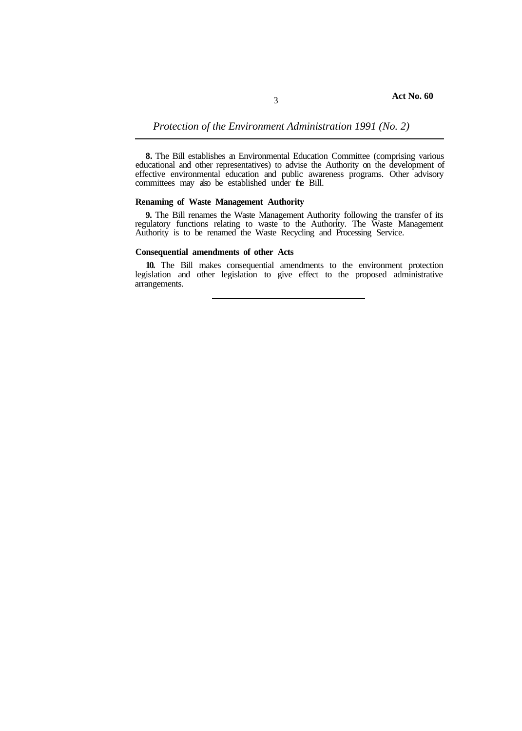**8.** The Bill establishes an Environmental Education Committee (comprising various educational and other representatives) to advise the Authority on the development of effective environmental education and public awareness programs. Other advisory committees may also be established under the Bill.

**Renaming of Waste Management Authority**

**9.** The Bill renames the Waste Management Authority following the transfer of its regulatory functions relating to waste to the Authority. The Waste Management Authority is to be renamed the Waste Recycling and Processing Service.

**Consequential amendments of other Acts**

**10.** The Bill makes consequential amendments to the environment protection legislation and other legislation to give effect to the proposed administrative arrangements.